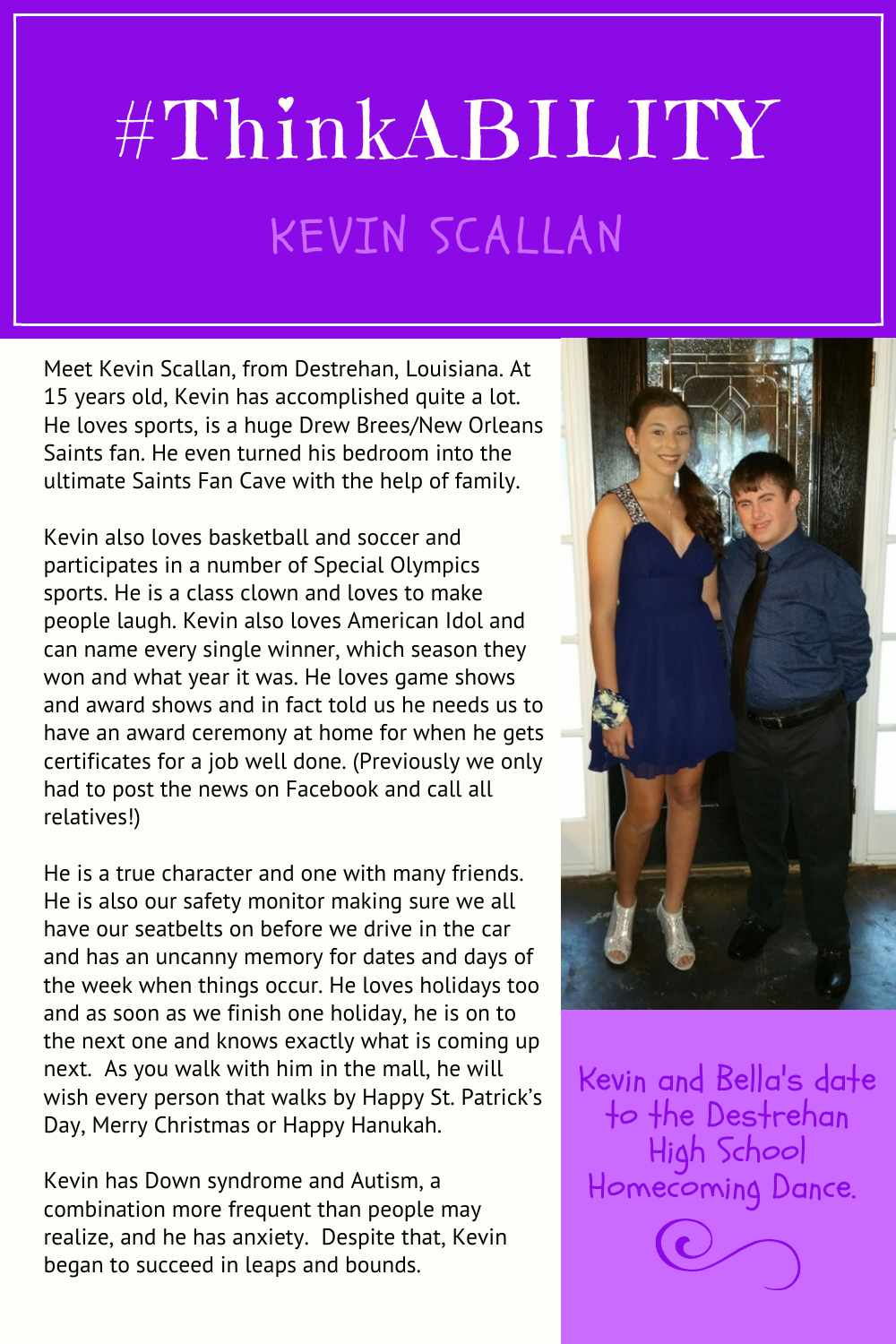# #ThinkABILITY

## KEVIN SCALLAN

Meet Kevin Scallan, from Destrehan, Louisiana. At 15 years old, Kevin has accomplished quite a lot. He loves sports, is a huge Drew Brees/New Orleans Saints fan. He even turned his bedroom into the ultimate Saints Fan Cave with the help of family.

Kevin also loves basketball and soccer and participates in a number of Special Olympics sports. He is a class clown and loves to make people laugh. Kevin also loves American Idol and can name every single winner, which season they won and what year it was. He loves game shows and award shows and in fact told us he needs us to have an award ceremony at home for when he gets certificates for a job well done. (Previously we only had to post the news on Facebook and call all relatives!)

He is a true character and one with many friends. He is also our safety monitor making sure we all have our seatbelts on before we drive in the car and has an uncanny memory for dates and days of the week when things occur. He loves holidays too and as soon as we finish one holiday, he is on to the next one and knows exactly what is coming up next. As you walk with him in the mall, he will wish every person that walks by Happy St. Patrick's Day, Merry Christmas or Happy Hanukah.

Kevin has Down syndrome and Autism, a combination more frequent than people may realize, and he has anxiety. Despite that, Kevin began to succeed in leaps and bounds.

Kevin and Bella's date to the Destrehan High School Homecoming Dance.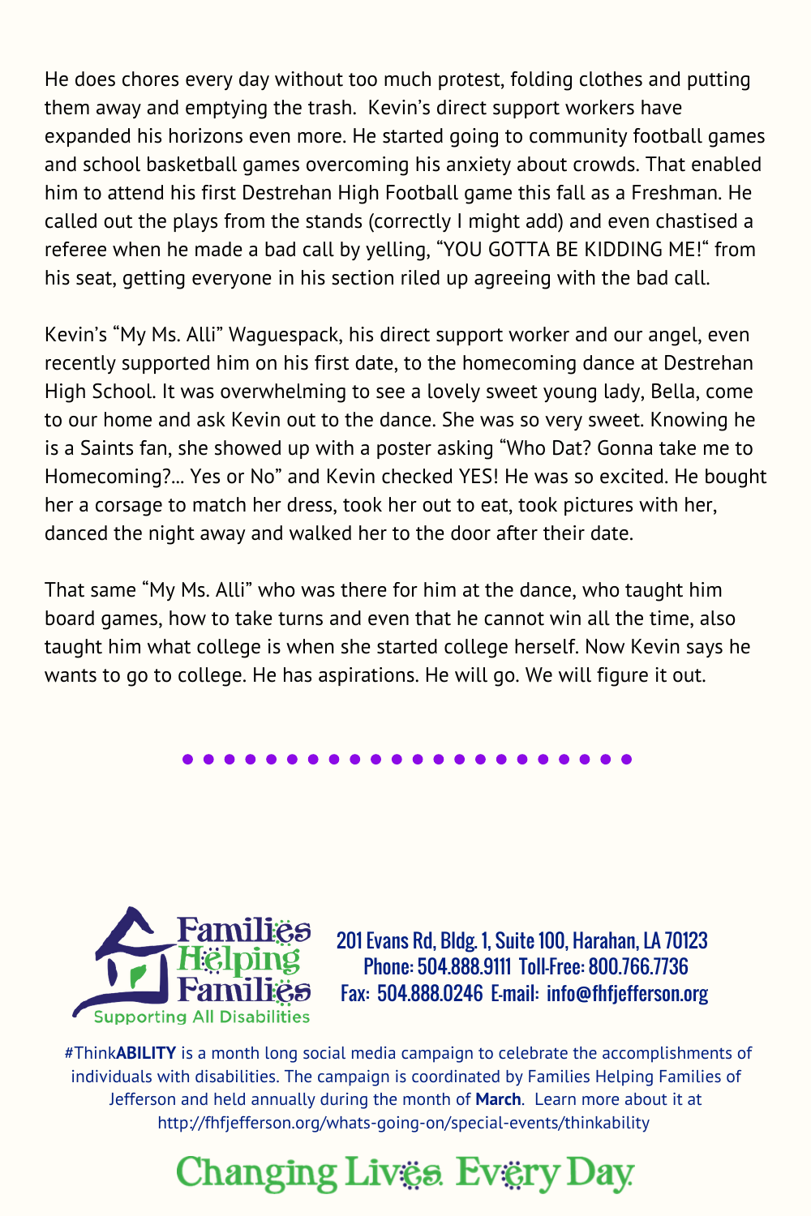He does chores every day without too much protest, folding clothes and putting them away and emptying the trash. Kevin's direct support workers have expanded his horizons even more. He started going to community football games and school basketball games overcoming his anxiety about crowds. That enabled him to attend his first Destrehan High Football game this fall as a Freshman. He called out the plays from the stands (correctly I might add) and even chastised a referee when he made a bad call by yelling, "YOU GOTTA BE KIDDING ME!" from his seat, getting everyone in his section riled up agreeing with the bad call.

Kevin's "My Ms. Alli" Waguespack, his direct support worker and our angel, even recently supported him on his first date, to the homecoming dance at Destrehan High School. It was overwhelming to see a lovely sweet young lady, Bella, come to our home and ask Kevin out to the dance. She was so very sweet. Knowing he is a Saints fan, she showed up with a poster asking "Who Dat? Gonna take me to Homecoming?... Yes or No" and Kevin checked YES! He was so excited. He bought her a corsage to match her dress, took her out to eat, took pictures with her, danced the night away and walked her to the door after their date.

That same "My Ms. Alli" who was there for him at the dance, who taught him board games, how to take turns and even that he cannot win all the time, also taught him what college is when she started college herself. Now Kevin says he wants to go to college. He has aspirations. He will go. We will figure it out.

Families Helping Families
Supporting All Disabilities

201 Evans Rd, Bldg. 1, Suite 100, Harahan, LA 70123
Phone: 504.888.9111 Toll-Free: 800.766.7736
Fax: 504.888.0246 E-mail: info@fhfjefferson.org

#Think**ABILITY** is a month long social media campaign to celebrate the accomplishments of individuals with disabilities. The campaign is coordinated by Families Helping Families of Jefferson and held annually during the month of **March**. Learn more about it at http://fhfjefferson.org/whats-going-on/special-events/thinkability

Changing Lives Every Day